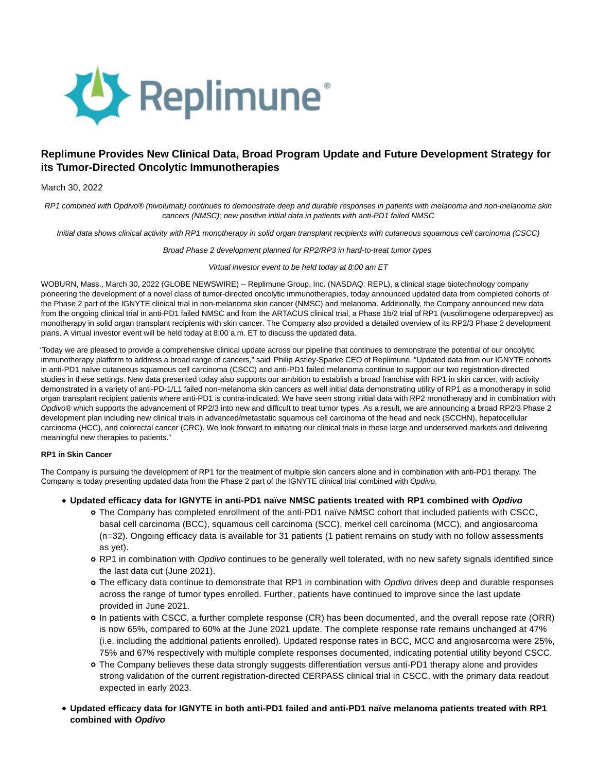# Replimune Provides New Clinical Data, Broad Program Update and Future Development Strategy for its Tumor-Directed Oncolytic Immunotherapies

March 30, 2022

*RP1 combined with Opdivo® (nivolumab) continues to demonstrate deep and durable responses in patients with melanoma and non-melanoma skin cancers (NMSC); new positive initial data in patients with anti-PD1 failed NMSC*

*Initial data shows clinical activity with RP1 monotherapy in solid organ transplant recipients with cutaneous squamous cell carcinoma (CSCC)*

*Broad Phase 2 development planned for RP2/RP3 in hard-to-treat tumor types*

*Virtual investor event to be held today at 8:00 am ET*

WOBURN, Mass., March 30, 2022 (GLOBE NEWSWIRE) -- Replimune Group, Inc. (NASDAQ: REPL), a clinical stage biotechnology company pioneering the development of a novel class of tumor-directed oncolytic immunotherapies, today announced updated data from completed cohorts of the Phase 2 part of the IGNYTE clinical trial in non-melanoma skin cancer (NMSC) and melanoma. Additionally, the Company announced new data from the ongoing clinical trial in anti-PD1 failed NMSC and from the ARTACUS clinical trial, a Phase 1b/2 trial of RP1 (vusolimogene oderparepvec) as monotherapy in solid organ transplant recipients with skin cancer. The Company also provided a detailed overview of its RP2/3 Phase 2 development plans. A virtual investor event will be held today at 8:00 a.m. ET to discuss the updated data.

"Today we are pleased to provide a comprehensive clinical update across our pipeline that continues to demonstrate the potential of our oncolytic immunotherapy platform to address a broad range of cancers," said Philip Astley-Sparke CEO of Replimune. "Updated data from our IGNYTE cohorts in anti-PD1 naïve cutaneous squamous cell carcinoma (CSCC) and anti-PD1 failed melanoma continue to support our two registration-directed studies in these settings. New data presented today also supports our ambition to establish a broad franchise with RP1 in skin cancer, with activity demonstrated in a variety of anti-PD-1/L1 failed non-melanoma skin cancers as well initial data demonstrating utility of RP1 as a monotherapy in solid organ transplant recipient patients where anti-PD1 is contra-indicated. We have seen strong initial data with RP2 monotherapy and in combination with *Opdivo®* which supports the advancement of RP2/3 into new and difficult to treat tumor types. As a result, we are announcing a broad RP2/3 Phase 2 development plan including new clinical trials in advanced/metastatic squamous cell carcinoma of the head and neck (SCCHN), hepatocellular carcinoma (HCC), and colorectal cancer (CRC). We look forward to initiating our clinical trials in these large and underserved markets and delivering meaningful new therapies to patients."

**RP1 in Skin Cancer**

The Company is pursuing the development of RP1 for the treatment of multiple skin cancers alone and in combination with anti-PD1 therapy. The Company is today presenting updated data from the Phase 2 part of the IGNYTE clinical trial combined with *Opdivo*.

- **Updated efficacy data for IGNYTE in anti-PD1 naïve NMSC patients treated with RP1 combined with *Opdivo***
  - The Company has completed enrollment of the anti-PD1 naïve NMSC cohort that included patients with CSCC, basal cell carcinoma (BCC), squamous cell carcinoma (SCC), merkel cell carcinoma (MCC), and angiosarcoma (n=32). Ongoing efficacy data is available for 31 patients (1 patient remains on study with no follow assessments as yet).
  - RP1 in combination with *Opdivo* continues to be generally well tolerated, with no new safety signals identified since the last data cut (June 2021).
  - The efficacy data continue to demonstrate that RP1 in combination with *Opdivo* drives deep and durable responses across the range of tumor types enrolled. Further, patients have continued to improve since the last update provided in June 2021.
  - In patients with CSCC, a further complete response (CR) has been documented, and the overall repose rate (ORR) is now 65%, compared to 60% at the June 2021 update. The complete response rate remains unchanged at 47% (i.e. including the additional patients enrolled). Updated response rates in BCC, MCC and angiosarcoma were 25%, 75% and 67% respectively with multiple complete responses documented, indicating potential utility beyond CSCC.
  - The Company believes these data strongly suggests differentiation versus anti-PD1 therapy alone and provides strong validation of the current registration-directed CERPASS clinical trial in CSCC, with the primary data readout expected in early 2023.
- **Updated efficacy data for IGNYTE in both anti-PD1 failed and anti-PD1 naïve melanoma patients treated with RP1 combined with *Opdivo***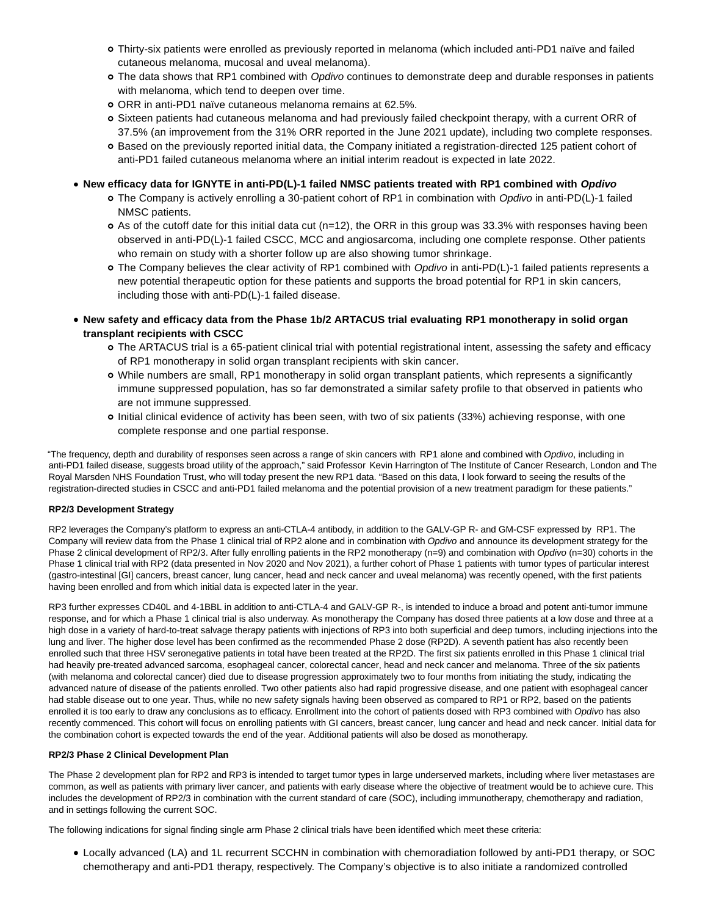- Thirty-six patients were enrolled as previously reported in melanoma (which included anti-PD1 naïve and failed cutaneous melanoma, mucosal and uveal melanoma).
  - The data shows that RP1 combined with *Opdivo* continues to demonstrate deep and durable responses in patients with melanoma, which tend to deepen over time.
  - ORR in anti-PD1 naïve cutaneous melanoma remains at 62.5%.
  - Sixteen patients had cutaneous melanoma and had previously failed checkpoint therapy, with a current ORR of 37.5% (an improvement from the 31% ORR reported in the June 2021 update), including two complete responses.
  - Based on the previously reported initial data, the Company initiated a registration-directed 125 patient cohort of anti-PD1 failed cutaneous melanoma where an initial interim readout is expected in late 2022.

- **New efficacy data for IGNYTE in anti-PD(L)-1 failed NMSC patients treated with RP1 combined with *Opdivo***
  - The Company is actively enrolling a 30-patient cohort of RP1 in combination with *Opdivo* in anti-PD(L)-1 failed NMSC patients.
  - As of the cutoff date for this initial data cut (n=12), the ORR in this group was 33.3% with responses having been observed in anti-PD(L)-1 failed CSCC, MCC and angiosarcoma, including one complete response. Other patients who remain on study with a shorter follow up are also showing tumor shrinkage.
  - The Company believes the clear activity of RP1 combined with *Opdivo* in anti-PD(L)-1 failed patients represents a new potential therapeutic option for these patients and supports the broad potential for RP1 in skin cancers, including those with anti-PD(L)-1 failed disease.

- **New safety and efficacy data from the Phase 1b/2 ARTACUS trial evaluating RP1 monotherapy in solid organ transplant recipients with CSCC**
  - The ARTACUS trial is a 65-patient clinical trial with potential registrational intent, assessing the safety and efficacy of RP1 monotherapy in solid organ transplant recipients with skin cancer.
  - While numbers are small, RP1 monotherapy in solid organ transplant patients, which represents a significantly immune suppressed population, has so far demonstrated a similar safety profile to that observed in patients who are not immune suppressed.
  - Initial clinical evidence of activity has been seen, with two of six patients (33%) achieving response, with one complete response and one partial response.

"The frequency, depth and durability of responses seen across a range of skin cancers with RP1 alone and combined with *Opdivo*, including in anti-PD1 failed disease, suggests broad utility of the approach," said Professor Kevin Harrington of The Institute of Cancer Research, London and The Royal Marsden NHS Foundation Trust, who will today present the new RP1 data. "Based on this data, I look forward to seeing the results of the registration-directed studies in CSCC and anti-PD1 failed melanoma and the potential provision of a new treatment paradigm for these patients."

**RP2/3 Development Strategy**

RP2 leverages the Company's platform to express an anti-CTLA-4 antibody, in addition to the GALV-GP R- and GM-CSF expressed by RP1. The Company will review data from the Phase 1 clinical trial of RP2 alone and in combination with *Opdivo* and announce its development strategy for the Phase 2 clinical development of RP2/3. After fully enrolling patients in the RP2 monotherapy (n=9) and combination with *Opdivo* (n=30) cohorts in the Phase 1 clinical trial with RP2 (data presented in Nov 2020 and Nov 2021), a further cohort of Phase 1 patients with tumor types of particular interest (gastro-intestinal [GI] cancers, breast cancer, lung cancer, head and neck cancer and uveal melanoma) was recently opened, with the first patients having been enrolled and from which initial data is expected later in the year.

RP3 further expresses CD40L and 4-1BBL in addition to anti-CTLA-4 and GALV-GP R-, is intended to induce a broad and potent anti-tumor immune response, and for which a Phase 1 clinical trial is also underway. As monotherapy the Company has dosed three patients at a low dose and three at a high dose in a variety of hard-to-treat salvage therapy patients with injections of RP3 into both superficial and deep tumors, including injections into the lung and liver. The higher dose level has been confirmed as the recommended Phase 2 dose (RP2D). A seventh patient has also recently been enrolled such that three HSV seronegative patients in total have been treated at the RP2D. The first six patients enrolled in this Phase 1 clinical trial had heavily pre-treated advanced sarcoma, esophageal cancer, colorectal cancer, head and neck cancer and melanoma. Three of the six patients (with melanoma and colorectal cancer) died due to disease progression approximately two to four months from initiating the study, indicating the advanced nature of disease of the patients enrolled. Two other patients also had rapid progressive disease, and one patient with esophageal cancer had stable disease out to one year. Thus, while no new safety signals having been observed as compared to RP1 or RP2, based on the patients enrolled it is too early to draw any conclusions as to efficacy. Enrollment into the cohort of patients dosed with RP3 combined with *Opdivo* has also recently commenced. This cohort will focus on enrolling patients with GI cancers, breast cancer, lung cancer and head and neck cancer. Initial data for the combination cohort is expected towards the end of the year. Additional patients will also be dosed as monotherapy.

**RP2/3 Phase 2 Clinical Development Plan**

The Phase 2 development plan for RP2 and RP3 is intended to target tumor types in large underserved markets, including where liver metastases are common, as well as patients with primary liver cancer, and patients with early disease where the objective of treatment would be to achieve cure. This includes the development of RP2/3 in combination with the current standard of care (SOC), including immunotherapy, chemotherapy and radiation, and in settings following the current SOC.

The following indications for signal finding single arm Phase 2 clinical trials have been identified which meet these criteria:

- Locally advanced (LA) and 1L recurrent SCCHN in combination with chemoradiation followed by anti-PD1 therapy, or SOC chemotherapy and anti-PD1 therapy, respectively. The Company's objective is to also initiate a randomized controlled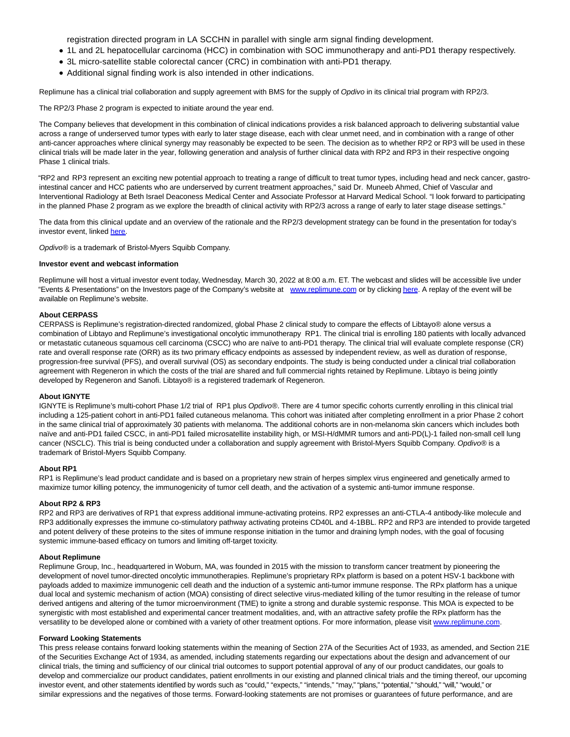registration directed program in LA SCCHN in parallel with single arm signal finding development.

- 1L and 2L hepatocellular carcinoma (HCC) in combination with SOC immunotherapy and anti-PD1 therapy respectively.
- 3L micro-satellite stable colorectal cancer (CRC) in combination with anti-PD1 therapy.
- Additional signal finding work is also intended in other indications.

Replimune has a clinical trial collaboration and supply agreement with BMS for the supply of *Opdivo* in its clinical trial program with RP2/3.

The RP2/3 Phase 2 program is expected to initiate around the year end.

The Company believes that development in this combination of clinical indications provides a risk balanced approach to delivering substantial value across a range of underserved tumor types with early to later stage disease, each with clear unmet need, and in combination with a range of other anti-cancer approaches where clinical synergy may reasonably be expected to be seen. The decision as to whether RP2 or RP3 will be used in these clinical trials will be made later in the year, following generation and analysis of further clinical data with RP2 and RP3 in their respective ongoing Phase 1 clinical trials.

"RP2 and RP3 represent an exciting new potential approach to treating a range of difficult to treat tumor types, including head and neck cancer, gastro-intestinal cancer and HCC patients who are underserved by current treatment approaches," said Dr. Muneeb Ahmed, Chief of Vascular and Interventional Radiology at Beth Israel Deaconess Medical Center and Associate Professor at Harvard Medical School. "I look forward to participating in the planned Phase 2 program as we explore the breadth of clinical activity with RP2/3 across a range of early to later stage disease settings."

The data from this clinical update and an overview of the rationale and the RP2/3 development strategy can be found in the presentation for today's investor event, linked here.

*Opdivo*® is a trademark of Bristol-Myers Squibb Company.

**Investor event and webcast information**

Replimune will host a virtual investor event today, Wednesday, March 30, 2022 at 8:00 a.m. ET. The webcast and slides will be accessible live under "Events & Presentations" on the Investors page of the Company's website at www.replimune.com or by clicking here. A replay of the event will be available on Replimune's website.

**About CERPASS**

CERPASS is Replimune's registration-directed randomized, global Phase 2 clinical study to compare the effects of Libtayo® alone versus a combination of Libtayo and Replimune's investigational oncolytic immunotherapy RP1. The clinical trial is enrolling 180 patients with locally advanced or metastatic cutaneous squamous cell carcinoma (CSCC) who are naïve to anti-PD1 therapy. The clinical trial will evaluate complete response (CR) rate and overall response rate (ORR) as its two primary efficacy endpoints as assessed by independent review, as well as duration of response, progression-free survival (PFS), and overall survival (OS) as secondary endpoints. The study is being conducted under a clinical trial collaboration agreement with Regeneron in which the costs of the trial are shared and full commercial rights retained by Replimune. Libtayo is being jointly developed by Regeneron and Sanofi. Libtayo® is a registered trademark of Regeneron.

**About IGNYTE**

IGNYTE is Replimune's multi-cohort Phase 1/2 trial of RP1 plus *Opdivo*®. There are 4 tumor specific cohorts currently enrolling in this clinical trial including a 125-patient cohort in anti-PD1 failed cutaneous melanoma. This cohort was initiated after completing enrollment in a prior Phase 2 cohort in the same clinical trial of approximately 30 patients with melanoma. The additional cohorts are in non-melanoma skin cancers which includes both naïve and anti-PD1 failed CSCC, in anti-PD1 failed microsatellite instability high, or MSI-H/dMMR tumors and anti-PD(L)-1 failed non-small cell lung cancer (NSCLC). This trial is being conducted under a collaboration and supply agreement with Bristol-Myers Squibb Company. *Opdivo*® is a trademark of Bristol-Myers Squibb Company.

**About RP1**

RP1 is Replimune's lead product candidate and is based on a proprietary new strain of herpes simplex virus engineered and genetically armed to maximize tumor killing potency, the immunogenicity of tumor cell death, and the activation of a systemic anti-tumor immune response.

**About RP2 & RP3**

RP2 and RP3 are derivatives of RP1 that express additional immune-activating proteins. RP2 expresses an anti-CTLA-4 antibody-like molecule and RP3 additionally expresses the immune co-stimulatory pathway activating proteins CD40L and 4-1BBL. RP2 and RP3 are intended to provide targeted and potent delivery of these proteins to the sites of immune response initiation in the tumor and draining lymph nodes, with the goal of focusing systemic immune-based efficacy on tumors and limiting off-target toxicity.

**About Replimune**

Replimune Group, Inc., headquartered in Woburn, MA, was founded in 2015 with the mission to transform cancer treatment by pioneering the development of novel tumor-directed oncolytic immunotherapies. Replimune's proprietary RPx platform is based on a potent HSV-1 backbone with payloads added to maximize immunogenic cell death and the induction of a systemic anti-tumor immune response. The RPx platform has a unique dual local and systemic mechanism of action (MOA) consisting of direct selective virus-mediated killing of the tumor resulting in the release of tumor derived antigens and altering of the tumor microenvironment (TME) to ignite a strong and durable systemic response. This MOA is expected to be synergistic with most established and experimental cancer treatment modalities, and, with an attractive safety profile the RPx platform has the versatility to be developed alone or combined with a variety of other treatment options. For more information, please visit www.replimune.com.

**Forward Looking Statements**

This press release contains forward looking statements within the meaning of Section 27A of the Securities Act of 1933, as amended, and Section 21E of the Securities Exchange Act of 1934, as amended, including statements regarding our expectations about the design and advancement of our clinical trials, the timing and sufficiency of our clinical trial outcomes to support potential approval of any of our product candidates, our goals to develop and commercialize our product candidates, patient enrollments in our existing and planned clinical trials and the timing thereof, our upcoming investor event, and other statements identified by words such as "could," "expects," "intends," "may," "plans," "potential," "should," "will," "would," or similar expressions and the negatives of those terms. Forward-looking statements are not promises or guarantees of future performance, and are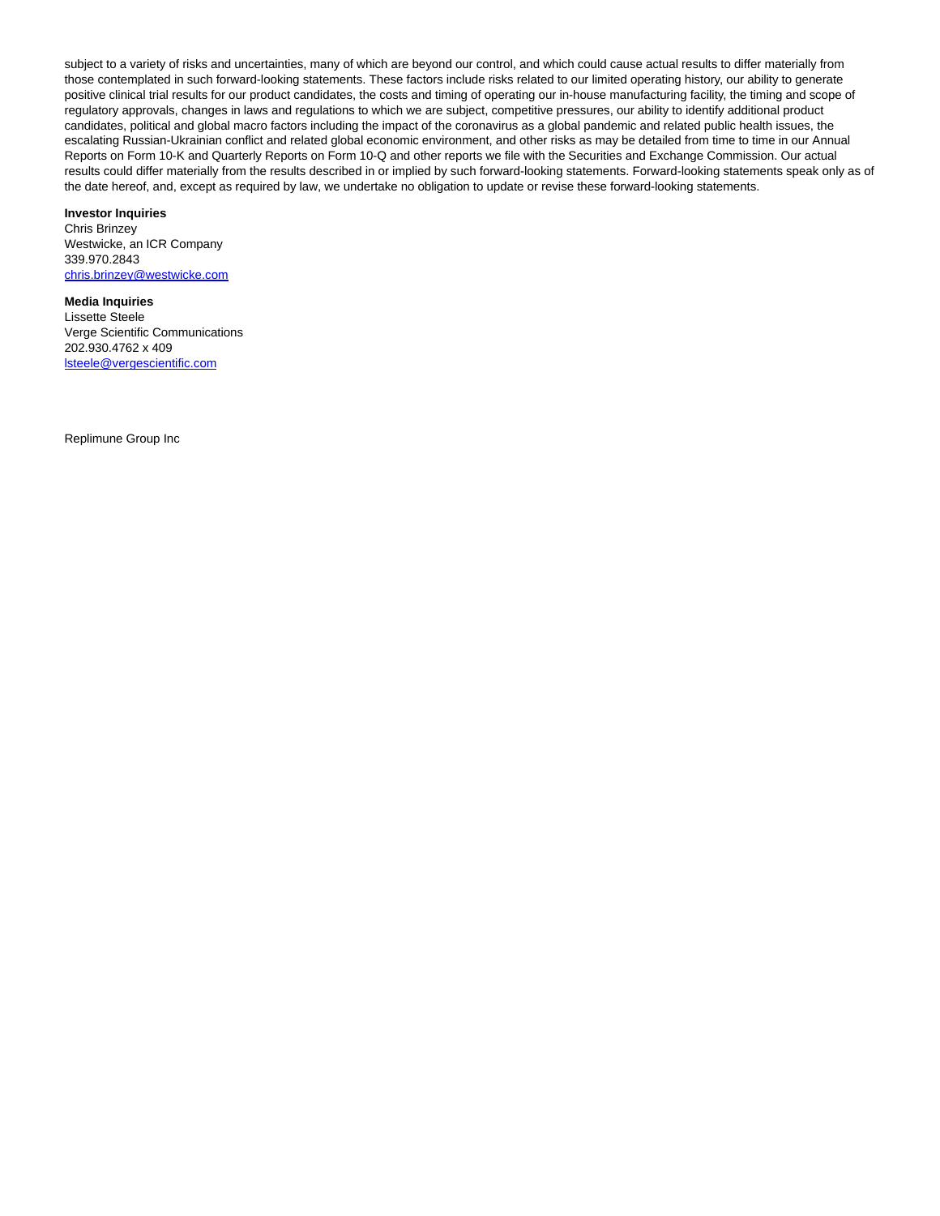subject to a variety of risks and uncertainties, many of which are beyond our control, and which could cause actual results to differ materially from those contemplated in such forward-looking statements. These factors include risks related to our limited operating history, our ability to generate positive clinical trial results for our product candidates, the costs and timing of operating our in-house manufacturing facility, the timing and scope of regulatory approvals, changes in laws and regulations to which we are subject, competitive pressures, our ability to identify additional product candidates, political and global macro factors including the impact of the coronavirus as a global pandemic and related public health issues, the escalating Russian-Ukrainian conflict and related global economic environment, and other risks as may be detailed from time to time in our Annual Reports on Form 10-K and Quarterly Reports on Form 10-Q and other reports we file with the Securities and Exchange Commission. Our actual results could differ materially from the results described in or implied by such forward-looking statements. Forward-looking statements speak only as of the date hereof, and, except as required by law, we undertake no obligation to update or revise these forward-looking statements.

**Investor Inquiries**
Chris Brinzey
Westwicke, an ICR Company
339.970.2843
chris.brinzey@westwicke.com

**Media Inquiries**
Lissette Steele
Verge Scientific Communications
202.930.4762 x 409
lsteele@vergescientific.com

Replimune Group Inc